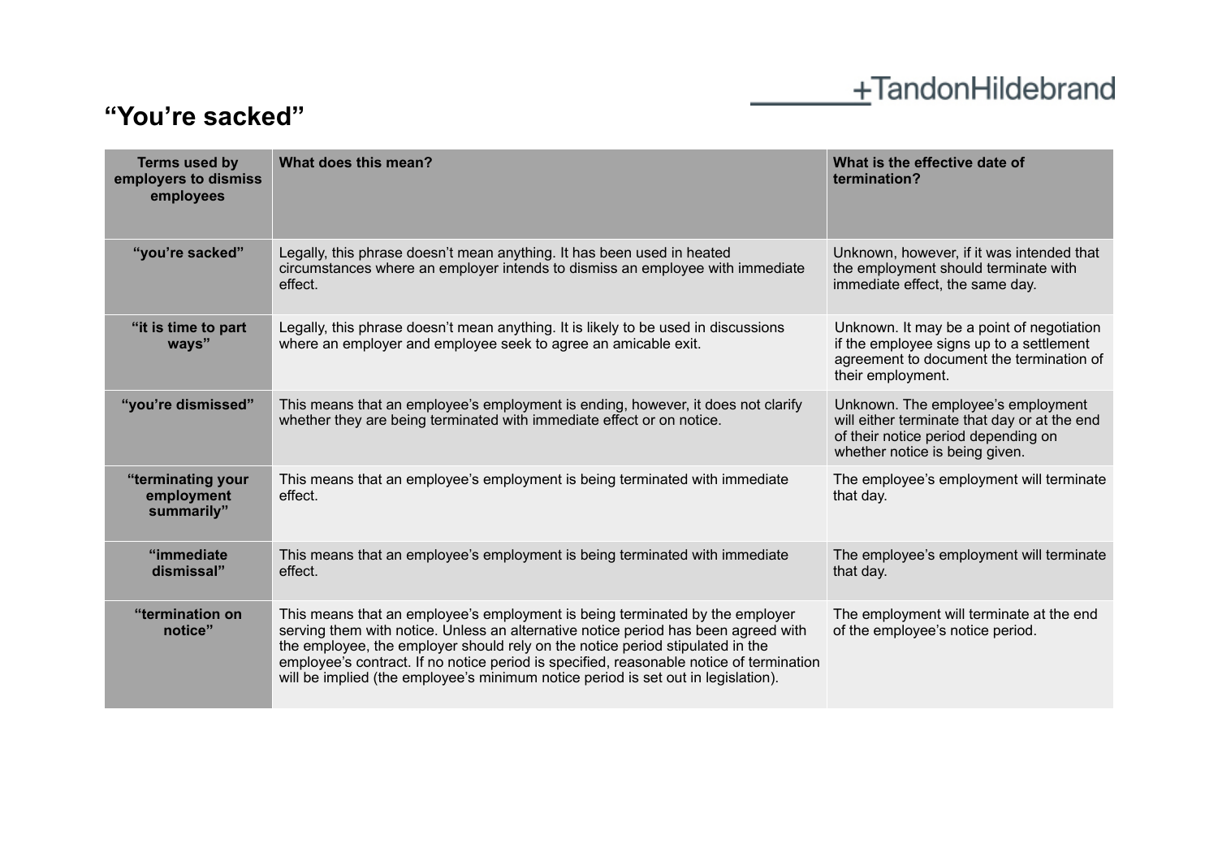+TandonHildebrand

# "You're sacked"

| Terms used by employers to dismiss employees | What does this mean? | What is the effective date of termination? |
|---|---|---|
| **"you're sacked"** | Legally, this phrase doesn't mean anything. It has been used in heated circumstances where an employer intends to dismiss an employee with immediate effect. | Unknown, however, if it was intended that the employment should terminate with immediate effect, the same day. |
| **"it is time to part ways"** | Legally, this phrase doesn't mean anything. It is likely to be used in discussions where an employer and employee seek to agree an amicable exit. | Unknown. It may be a point of negotiation if the employee signs up to a settlement agreement to document the termination of their employment. |
| **"you're dismissed"** | This means that an employee's employment is ending, however, it does not clarify whether they are being terminated with immediate effect or on notice. | Unknown. The employee's employment will either terminate that day or at the end of their notice period depending on whether notice is being given. |
| **"terminating your employment summarily"** | This means that an employee's employment is being terminated with immediate effect. | The employee's employment will terminate that day. |
| **"immediate dismissal"** | This means that an employee's employment is being terminated with immediate effect. | The employee's employment will terminate that day. |
| **"termination on notice"** | This means that an employee's employment is being terminated by the employer serving them with notice. Unless an alternative notice period has been agreed with the employee, the employer should rely on the notice period stipulated in the employee's contract. If no notice period is specified, reasonable notice of termination will be implied (the employee's minimum notice period is set out in legislation). | The employment will terminate at the end of the employee's notice period. |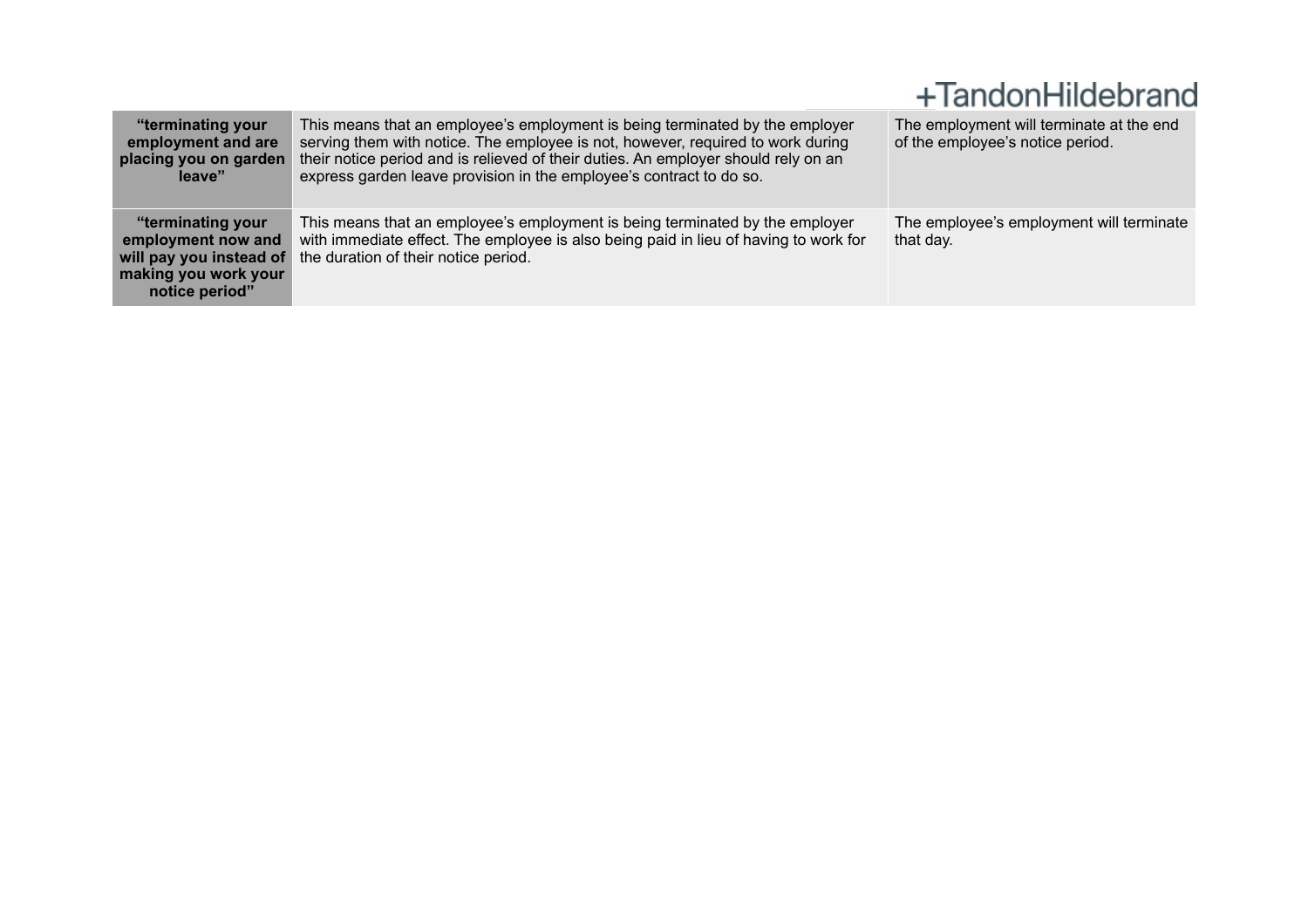| | | |
|---|---|---|
| **"terminating your employment and are placing you on garden leave"** | This means that an employee's employment is being terminated by the employer serving them with notice. The employee is not, however, required to work during their notice period and is relieved of their duties. An employer should rely on an express garden leave provision in the employee's contract to do so. | The employment will terminate at the end of the employee's notice period. |
| **"terminating your employment now and will pay you instead of making you work your notice period"** | This means that an employee's employment is being terminated by the employer with immediate effect. The employee is also being paid in lieu of having to work for the duration of their notice period. | The employee's employment will terminate that day. |